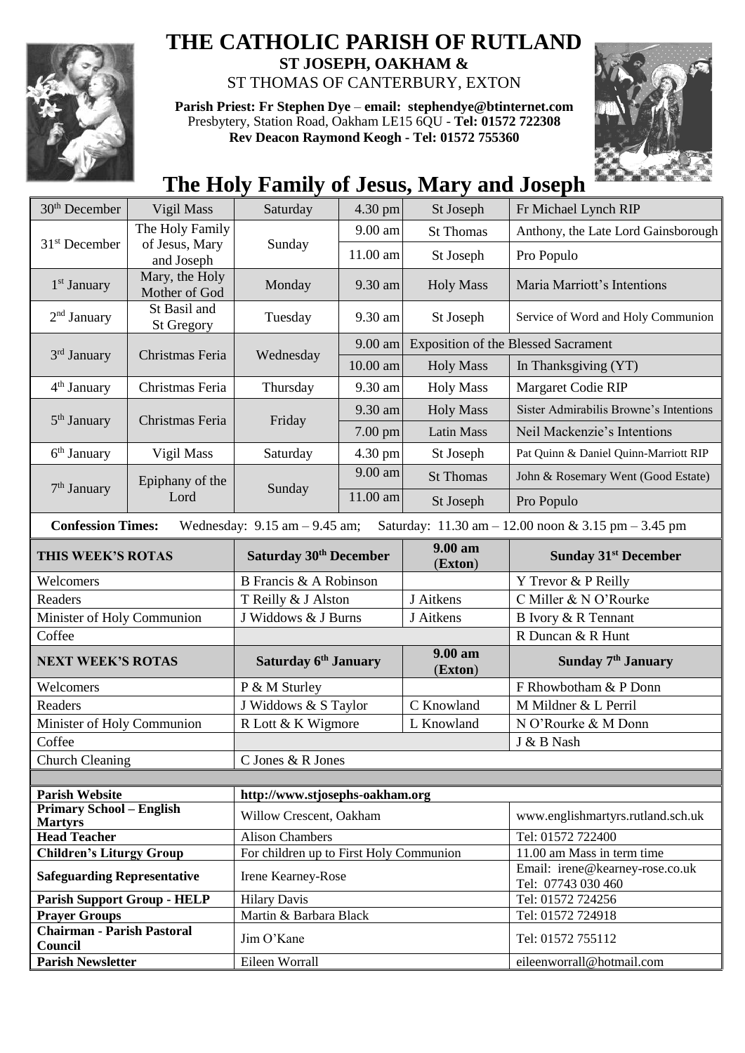# THE CATHOLIC PARISH OF RUTLAND

**ST JOSEPH, OAKHAM &**

ST THOMAS OF CANTERBURY, EXTON

**Parish Priest: Fr Stephen Dye** – **email: stephendye@btinternet.com**
Presbytery, Station Road, Oakham LE15 6QU - **Tel: 01572 722308**
**Rev Deacon Raymond Keogh - Tel: 01572 755360**

## The Holy Family of Jesus, Mary and Joseph

| | | | | | |
|---|---|---|---|---|---|
| 30th December | Vigil Mass | Saturday | 4.30 pm | St Joseph | Fr Michael Lynch RIP |
| 31st December | The Holy Family of Jesus, Mary and Joseph | Sunday | 9.00 am | St Thomas | Anthony, the Late Lord Gainsborough |
| | | | 11.00 am | St Joseph | Pro Populo |
| 1st January | Mary, the Holy Mother of God | Monday | 9.30 am | Holy Mass | Maria Marriott's Intentions |
| 2nd January | St Basil and St Gregory | Tuesday | 9.30 am | St Joseph | Service of Word and Holy Communion |
| 3rd January | Christmas Feria | Wednesday | 9.00 am | Exposition of the Blessed Sacrament | |
| | | | 10.00 am | Holy Mass | In Thanksgiving (YT) |
| 4th January | Christmas Feria | Thursday | 9.30 am | Holy Mass | Margaret Codie RIP |
| 5th January | Christmas Feria | Friday | 9.30 am | Holy Mass | Sister Admirabilis Browne's Intentions |
| | | | 7.00 pm | Latin Mass | Neil Mackenzie's Intentions |
| 6th January | Vigil Mass | Saturday | 4.30 pm | St Joseph | Pat Quinn & Daniel Quinn-Marriott RIP |
| 7th January | Epiphany of the Lord | Sunday | 9.00 am | St Thomas | John & Rosemary Went (Good Estate) |
| | | | 11.00 am | St Joseph | Pro Populo |

**Confession Times:** Wednesday: 9.15 am – 9.45 am; Saturday: 11.30 am – 12.00 noon & 3.15 pm – 3.45 pm

| **THIS WEEK'S ROTAS** | **Saturday 30th December** | **9.00 am (Exton)** | **Sunday 31st December** |
|---|---|---|---|
| Welcomers | B Francis & A Robinson | | Y Trevor & P Reilly |
| Readers | T Reilly & J Alston | J Aitkens | C Miller & N O'Rourke |
| Minister of Holy Communion | J Widdows & J Burns | J Aitkens | B Ivory & R Tennant |
| Coffee | | | R Duncan & R Hunt |
| **NEXT WEEK'S ROTAS** | **Saturday 6th January** | **9.00 am (Exton)** | **Sunday 7th January** |
| Welcomers | P & M Sturley | | F Rhowbotham & P Donn |
| Readers | J Widdows & S Taylor | C Knowland | M Mildner & L Perril |
| Minister of Holy Communion | R Lott & K Wigmore | L Knowland | N O'Rourke & M Donn |
| Coffee | | | J & B Nash |
| Church Cleaning | C Jones & R Jones | | |

| | | |
|---|---|---|
| **Parish Website** | http://www.stjosephs-oakham.org | |
| **Primary School – English Martyrs** | Willow Crescent, Oakham | www.englishmartyrs.rutland.sch.uk |
| **Head Teacher** | Alison Chambers | Tel: 01572 722400 |
| **Children's Liturgy Group** | For children up to First Holy Communion | 11.00 am Mass in term time |
| **Safeguarding Representative** | Irene Kearney-Rose | Email: irene@kearney-rose.co.uk Tel: 07743 030 460 |
| **Parish Support Group - HELP** | Hilary Davis | Tel: 01572 724256 |
| **Prayer Groups** | Martin & Barbara Black | Tel: 01572 724918 |
| **Chairman - Parish Pastoral Council** | Jim O'Kane | Tel: 01572 755112 |
| **Parish Newsletter** | Eileen Worrall | eileenworrall@hotmail.com |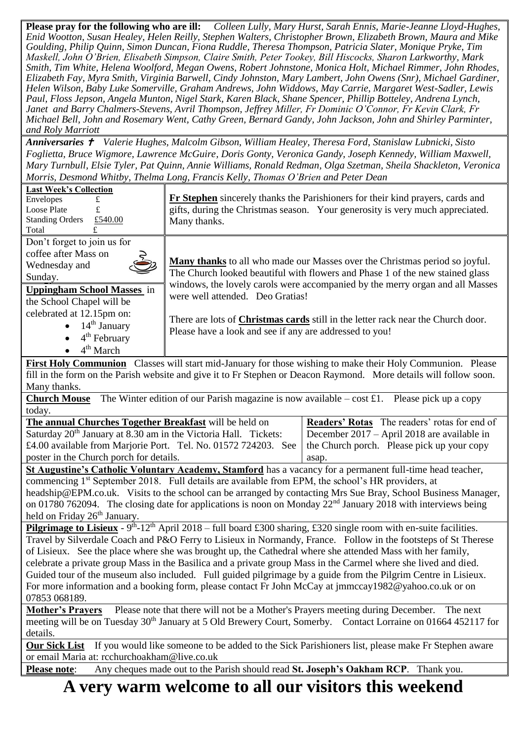**Please pray for the following who are ill:** *Colleen Lully, Mary Hurst, Sarah Ennis, Marie-Jeanne Lloyd-Hughes, Enid Wootton, Susan Healey, Helen Reilly, Stephen Walters, Christopher Brown, Elizabeth Brown, Maura and Mike Goulding, Philip Quinn, Simon Duncan, Fiona Ruddle, Theresa Thompson, Patricia Slater, Monique Pryke, Tim Maskell, John O'Brien, Elisabeth Simpson, Claire Smith, Peter Tookey, Bill Hiscocks, Sharon Larkworthy, Mark Smith, Tim White, Helena Woolford, Megan Owens, Robert Johnstone, Monica Holt, Michael Rimmer, John Rhodes, Elizabeth Fay, Myra Smith, Virginia Barwell, Cindy Johnston, Mary Lambert, John Owens (Snr), Michael Gardiner, Helen Wilson, Baby Luke Somerville, Graham Andrews, John Widdows, May Carrie, Margaret West-Sadler, Lewis Paul, Floss Jepson, Angela Munton, Nigel Stark, Karen Black, Shane Spencer, Phillip Botteley, Andrena Lynch, Janet and Barry Chalmers-Stevens, Avril Thompson, Jeffrey Miller, Fr Dominic O'Connor, Fr Kevin Clark, Fr Michael Bell, John and Rosemary Went, Cathy Green, Bernard Gandy, John Jackson, John and Shirley Parminter, and Roly Marriott*

***Anniversaries*** ✝ *Valerie Hughes, Malcolm Gibson, William Healey, Theresa Ford, Stanislaw Lubnicki, Sisto Foglietta, Bruce Wigmore, Lawrence McGuire, Doris Gonty, Veronica Gandy, Joseph Kennedy, William Maxwell, Mary Turnbull, Elsie Tyler, Pat Quinn, Annie Williams, Ronald Redman, Olga Szetman, Sheila Shackleton, Veronica Morris, Desmond Whitby, Thelma Long, Francis Kelly, Thomas O'Brien and Peter Dean*

**Last Week's Collection**

| | |
|---|---|
| Envelopes | £ |
| Loose Plate | £ |
| Standing Orders | £540.00 |
| Total | £ |

**Fr Stephen** sincerely thanks the Parishioners for their kind prayers, cards and gifts, during the Christmas season. Your generosity is very much appreciated. Many thanks.

Don't forget to join us for coffee after Mass on Wednesday and Sunday.

**Uppingham School Masses** in the School Chapel will be celebrated at 12.15pm on:

- 14th January
- 4th February
- 4th March

**Many thanks** to all who made our Masses over the Christmas period so joyful. The Church looked beautiful with flowers and Phase 1 of the new stained glass windows, the lovely carols were accompanied by the merry organ and all Masses were well attended. Deo Gratias!

There are lots of **Christmas cards** still in the letter rack near the Church door. Please have a look and see if any are addressed to you!

**First Holy Communion** Classes will start mid-January for those wishing to make their Holy Communion. Please fill in the form on the Parish website and give it to Fr Stephen or Deacon Raymond. More details will follow soon. Many thanks.

**Church Mouse** The Winter edition of our Parish magazine is now available – cost £1. Please pick up a copy today.

**The annual Churches Together Breakfast** will be held on Saturday 20th January at 8.30 am in the Victoria Hall. Tickets: £4.00 available from Marjorie Port. Tel. No. 01572 724203. See poster in the Church porch for details.

**Readers' Rotas** The readers' rotas for end of December 2017 – April 2018 are available in the Church porch. Please pick up your copy asap.

**St Augustine's Catholic Voluntary Academy, Stamford** has a vacancy for a permanent full-time head teacher, commencing 1st September 2018. Full details are available from EPM, the school's HR providers, at headship@EPM.co.uk. Visits to the school can be arranged by contacting Mrs Sue Bray, School Business Manager, on 01780 762094. The closing date for applications is noon on Monday 22nd January 2018 with interviews being held on Friday 26th January.

**Pilgrimage to Lisieux** - 9th-12th April 2018 – full board £300 sharing, £320 single room with en-suite facilities. Travel by Silverdale Coach and P&O Ferry to Lisieux in Normandy, France. Follow in the footsteps of St Therese of Lisieux. See the place where she was brought up, the Cathedral where she attended Mass with her family, celebrate a private group Mass in the Basilica and a private group Mass in the Carmel where she lived and died. Guided tour of the museum also included. Full guided pilgrimage by a guide from the Pilgrim Centre in Lisieux. For more information and a booking form, please contact Fr John McCay at jmmccay1982@yahoo.co.uk or on 07853 068189.

**Mother's Prayers** Please note that there will not be a Mother's Prayers meeting during December. The next meeting will be on Tuesday 30th January at 5 Old Brewery Court, Somerby. Contact Lorraine on 01664 452117 for details.

**Our Sick List** If you would like someone to be added to the Sick Parishioners list, please make Fr Stephen aware or email Maria at: rcchurchoakham@live.co.uk

**Please note**: Any cheques made out to the Parish should read **St. Joseph's Oakham RCP**. Thank you.

# A very warm welcome to all our visitors this weekend